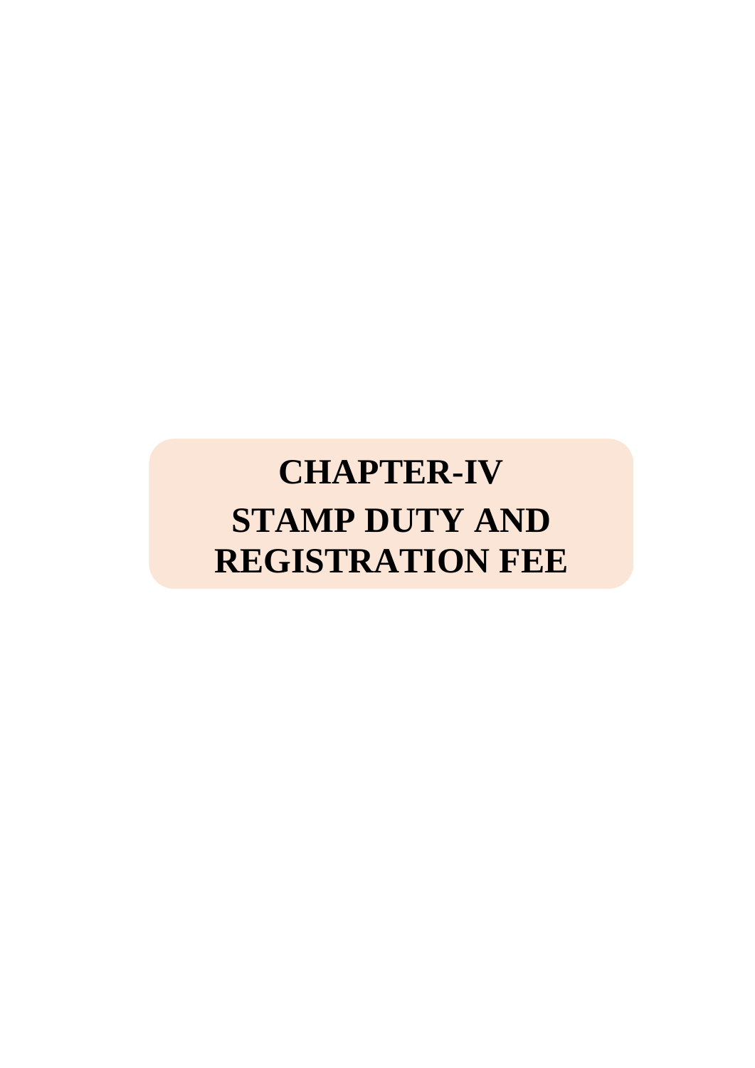# CHAPTER-IV

# STAMP DUTY AND REGISTRATION FEE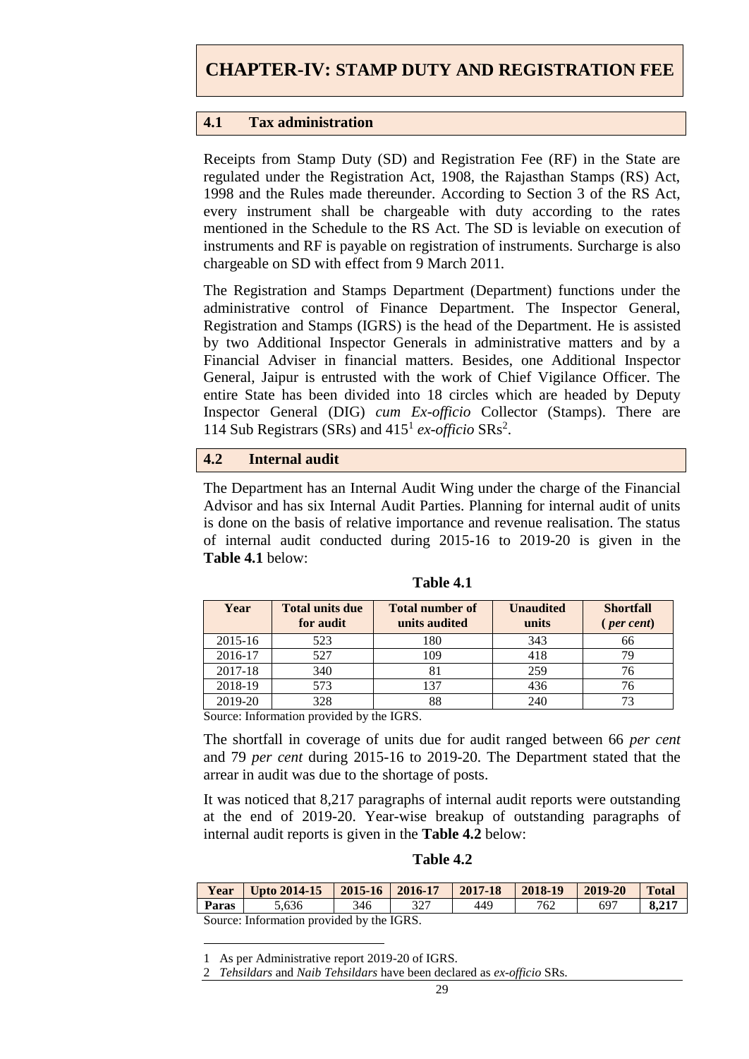# CHAPTER-IV: STAMP DUTY AND REGISTRATION FEE

## 4.1 Tax administration

Receipts from Stamp Duty (SD) and Registration Fee (RF) in the State are regulated under the Registration Act, 1908, the Rajasthan Stamps (RS) Act, 1998 and the Rules made thereunder. According to Section 3 of the RS Act, every instrument shall be chargeable with duty according to the rates mentioned in the Schedule to the RS Act. The SD is leviable on execution of instruments and RF is payable on registration of instruments. Surcharge is also chargeable on SD with effect from 9 March 2011.

The Registration and Stamps Department (Department) functions under the administrative control of Finance Department. The Inspector General, Registration and Stamps (IGRS) is the head of the Department. He is assisted by two Additional Inspector Generals in administrative matters and by a Financial Adviser in financial matters. Besides, one Additional Inspector General, Jaipur is entrusted with the work of Chief Vigilance Officer. The entire State has been divided into 18 circles which are headed by Deputy Inspector General (DIG) *cum Ex-officio* Collector (Stamps). There are 114 Sub Registrars (SRs) and 415[1] *ex-officio* SRs[2].

## 4.2 Internal audit

The Department has an Internal Audit Wing under the charge of the Financial Advisor and has six Internal Audit Parties. Planning for internal audit of units is done on the basis of relative importance and revenue realisation. The status of internal audit conducted during 2015-16 to 2019-20 is given in the **Table 4.1** below:

**Table 4.1**

| Year | Total units due for audit | Total number of units audited | Unaudited units | Shortfall (*per cent*) |
|---|---|---|---|---|
| 2015-16 | 523 | 180 | 343 | 66 |
| 2016-17 | 527 | 109 | 418 | 79 |
| 2017-18 | 340 | 81 | 259 | 76 |
| 2018-19 | 573 | 137 | 436 | 76 |
| 2019-20 | 328 | 88 | 240 | 73 |

Source: Information provided by the IGRS.

The shortfall in coverage of units due for audit ranged between 66 *per cent* and 79 *per cent* during 2015-16 to 2019-20. The Department stated that the arrear in audit was due to the shortage of posts.

It was noticed that 8,217 paragraphs of internal audit reports were outstanding at the end of 2019-20. Year-wise breakup of outstanding paragraphs of internal audit reports is given in the **Table 4.2** below:

**Table 4.2**

| Year | Upto 2014-15 | 2015-16 | 2016-17 | 2017-18 | 2018-19 | 2019-20 | Total |
|---|---|---|---|---|---|---|---|
| **Paras** | 5,636 | 346 | 327 | 449 | 762 | 697 | **8,217** |

Source: Information provided by the IGRS.

1 As per Administrative report 2019-20 of IGRS.

2 *Tehsildars* and *Naib Tehsildars* have been declared as *ex-officio* SRs.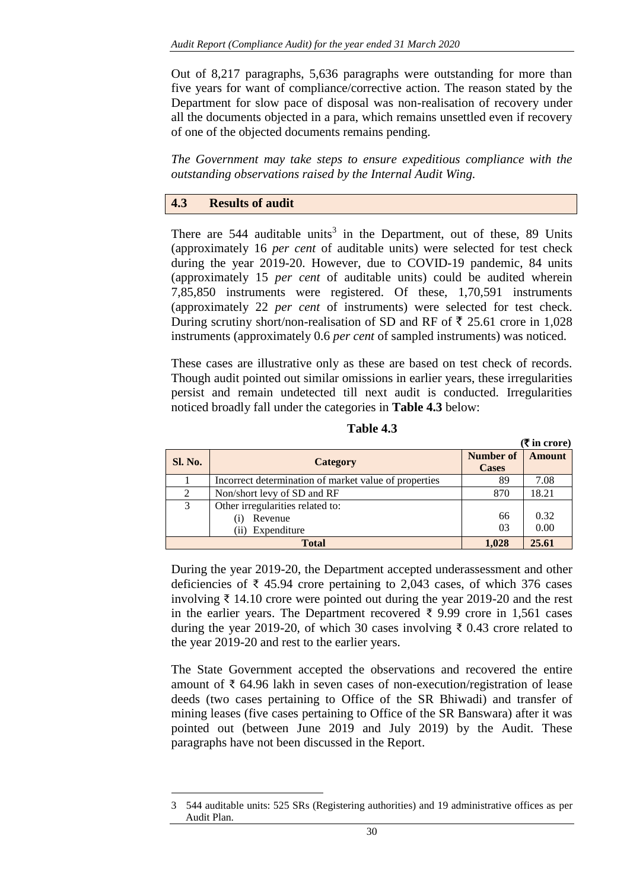Out of 8,217 paragraphs, 5,636 paragraphs were outstanding for more than five years for want of compliance/corrective action. The reason stated by the Department for slow pace of disposal was non-realisation of recovery under all the documents objected in a para, which remains unsettled even if recovery of one of the objected documents remains pending.

*The Government may take steps to ensure expeditious compliance with the outstanding observations raised by the Internal Audit Wing.*

## 4.3 Results of audit

There are 544 auditable units[3] in the Department, out of these, 89 Units (approximately 16 *per cent* of auditable units) were selected for test check during the year 2019-20. However, due to COVID-19 pandemic, 84 units (approximately 15 *per cent* of auditable units) could be audited wherein 7,85,850 instruments were registered. Of these, 1,70,591 instruments (approximately 22 *per cent* of instruments) were selected for test check. During scrutiny short/non-realisation of SD and RF of ₹ 25.61 crore in 1,028 instruments (approximately 0.6 *per cent* of sampled instruments) was noticed.

These cases are illustrative only as these are based on test check of records. Though audit pointed out similar omissions in earlier years, these irregularities persist and remain undetected till next audit is conducted. Irregularities noticed broadly fall under the categories in **Table 4.3** below:

**Table 4.3**

**(₹ in crore)**

| Sl. No. | Category | Number of Cases | Amount |
|---|---|---|---|
| 1 | Incorrect determination of market value of properties | 89 | 7.08 |
| 2 | Non/short levy of SD and RF | 870 | 18.21 |
| 3 | Other irregularities related to: | | |
| | (i) Revenue | 66 | 0.32 |
| | (ii) Expenditure | 03 | 0.00 |
| **Total** | | **1,028** | **25.61** |

During the year 2019-20, the Department accepted underassessment and other deficiencies of ₹ 45.94 crore pertaining to 2,043 cases, of which 376 cases involving ₹ 14.10 crore were pointed out during the year 2019-20 and the rest in the earlier years. The Department recovered ₹ 9.99 crore in 1,561 cases during the year 2019-20, of which 30 cases involving ₹ 0.43 crore related to the year 2019-20 and rest to the earlier years.

The State Government accepted the observations and recovered the entire amount of ₹ 64.96 lakh in seven cases of non-execution/registration of lease deeds (two cases pertaining to Office of the SR Bhiwadi) and transfer of mining leases (five cases pertaining to Office of the SR Banswara) after it was pointed out (between June 2019 and July 2019) by the Audit. These paragraphs have not been discussed in the Report.

---

[3] 544 auditable units: 525 SRs (Registering authorities) and 19 administrative offices as per Audit Plan.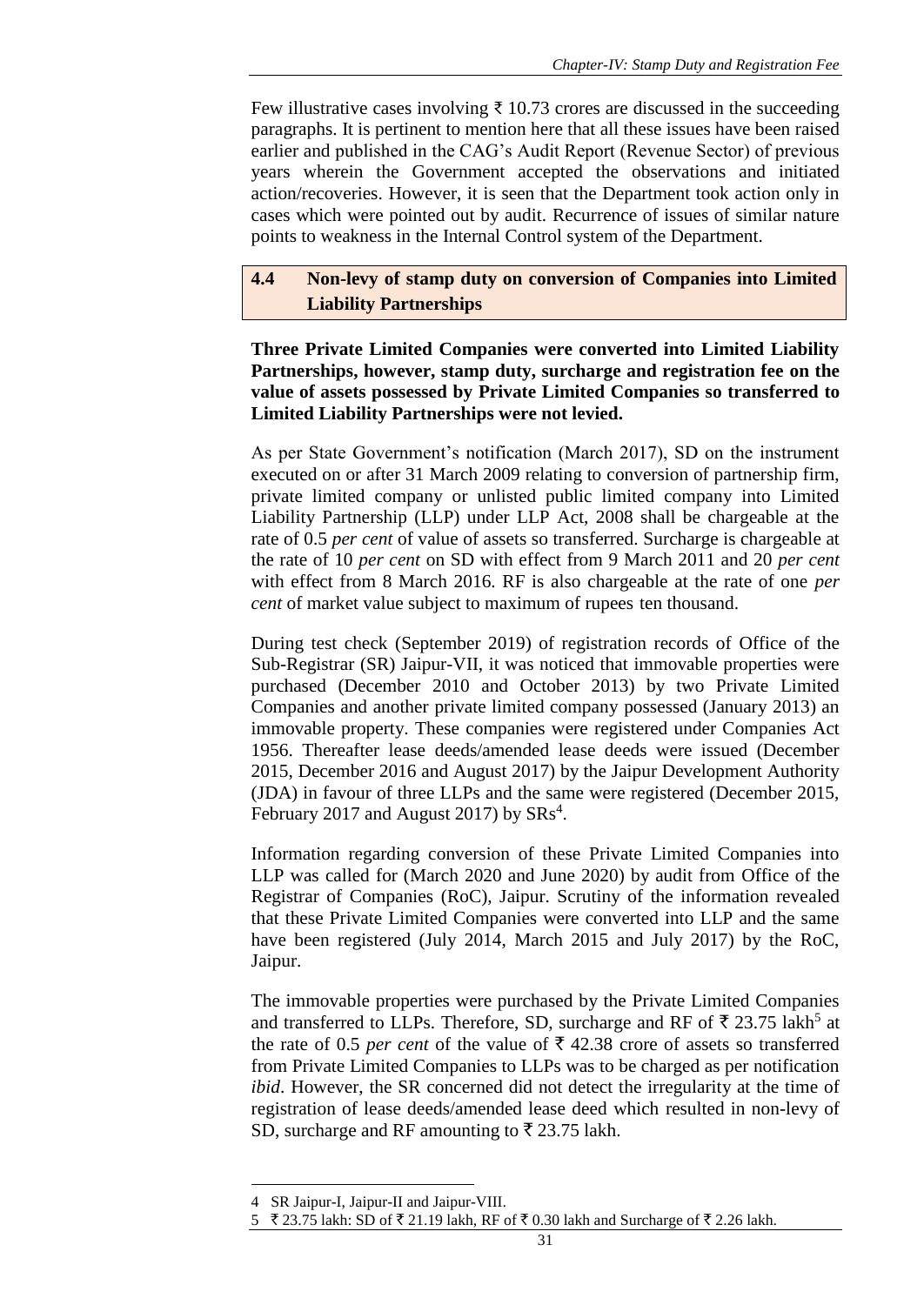Few illustrative cases involving ₹ 10.73 crores are discussed in the succeeding paragraphs. It is pertinent to mention here that all these issues have been raised earlier and published in the CAG's Audit Report (Revenue Sector) of previous years wherein the Government accepted the observations and initiated action/recoveries. However, it is seen that the Department took action only in cases which were pointed out by audit. Recurrence of issues of similar nature points to weakness in the Internal Control system of the Department.

## 4.4 Non-levy of stamp duty on conversion of Companies into Limited Liability Partnerships

**Three Private Limited Companies were converted into Limited Liability Partnerships, however, stamp duty, surcharge and registration fee on the value of assets possessed by Private Limited Companies so transferred to Limited Liability Partnerships were not levied.**

As per State Government's notification (March 2017), SD on the instrument executed on or after 31 March 2009 relating to conversion of partnership firm, private limited company or unlisted public limited company into Limited Liability Partnership (LLP) under LLP Act, 2008 shall be chargeable at the rate of 0.5 *per cent* of value of assets so transferred. Surcharge is chargeable at the rate of 10 *per cent* on SD with effect from 9 March 2011 and 20 *per cent* with effect from 8 March 2016. RF is also chargeable at the rate of one *per cent* of market value subject to maximum of rupees ten thousand.

During test check (September 2019) of registration records of Office of the Sub-Registrar (SR) Jaipur-VII, it was noticed that immovable properties were purchased (December 2010 and October 2013) by two Private Limited Companies and another private limited company possessed (January 2013) an immovable property. These companies were registered under Companies Act 1956. Thereafter lease deeds/amended lease deeds were issued (December 2015, December 2016 and August 2017) by the Jaipur Development Authority (JDA) in favour of three LLPs and the same were registered (December 2015, February 2017 and August 2017) by SRs[4].

Information regarding conversion of these Private Limited Companies into LLP was called for (March 2020 and June 2020) by audit from Office of the Registrar of Companies (RoC), Jaipur. Scrutiny of the information revealed that these Private Limited Companies were converted into LLP and the same have been registered (July 2014, March 2015 and July 2017) by the RoC, Jaipur.

The immovable properties were purchased by the Private Limited Companies and transferred to LLPs. Therefore, SD, surcharge and RF of ₹ 23.75 lakh[5] at the rate of 0.5 *per cent* of the value of ₹ 42.38 crore of assets so transferred from Private Limited Companies to LLPs was to be charged as per notification *ibid*. However, the SR concerned did not detect the irregularity at the time of registration of lease deeds/amended lease deed which resulted in non-levy of SD, surcharge and RF amounting to ₹ 23.75 lakh.

---

4 SR Jaipur-I, Jaipur-II and Jaipur-VIII.

5 ₹ 23.75 lakh: SD of ₹ 21.19 lakh, RF of ₹ 0.30 lakh and Surcharge of ₹ 2.26 lakh.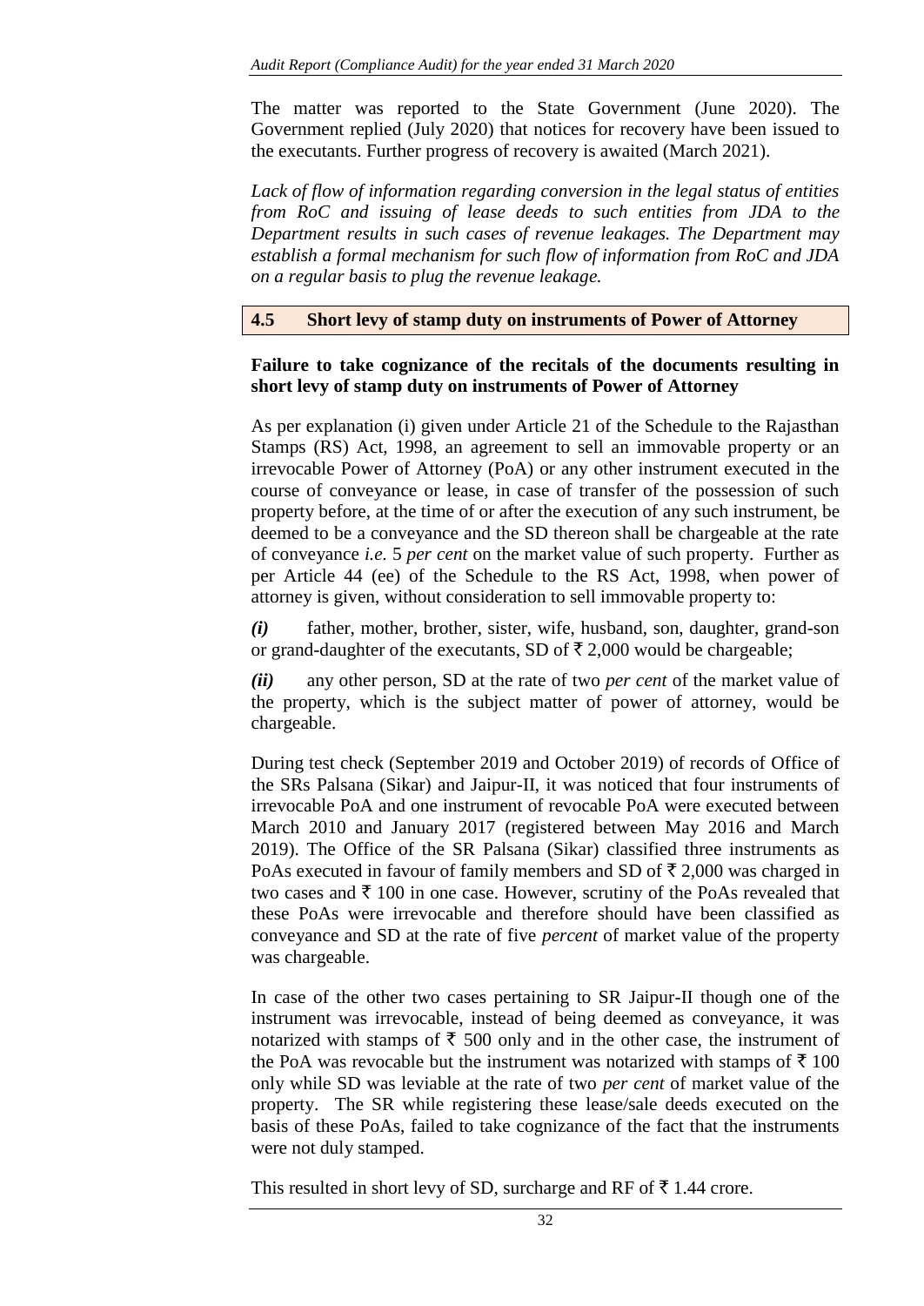The matter was reported to the State Government (June 2020). The Government replied (July 2020) that notices for recovery have been issued to the executants. Further progress of recovery is awaited (March 2021).

*Lack of flow of information regarding conversion in the legal status of entities from RoC and issuing of lease deeds to such entities from JDA to the Department results in such cases of revenue leakages. The Department may establish a formal mechanism for such flow of information from RoC and JDA on a regular basis to plug the revenue leakage.*

## 4.5 Short levy of stamp duty on instruments of Power of Attorney

**Failure to take cognizance of the recitals of the documents resulting in short levy of stamp duty on instruments of Power of Attorney**

As per explanation (i) given under Article 21 of the Schedule to the Rajasthan Stamps (RS) Act, 1998, an agreement to sell an immovable property or an irrevocable Power of Attorney (PoA) or any other instrument executed in the course of conveyance or lease, in case of transfer of the possession of such property before, at the time of or after the execution of any such instrument, be deemed to be a conveyance and the SD thereon shall be chargeable at the rate of conveyance *i.e.* 5 *per cent* on the market value of such property. Further as per Article 44 (ee) of the Schedule to the RS Act, 1998, when power of attorney is given, without consideration to sell immovable property to:

***(i)*** father, mother, brother, sister, wife, husband, son, daughter, grand-son or grand-daughter of the executants, SD of ₹ 2,000 would be chargeable;

***(ii)*** any other person, SD at the rate of two *per cent* of the market value of the property, which is the subject matter of power of attorney, would be chargeable.

During test check (September 2019 and October 2019) of records of Office of the SRs Palsana (Sikar) and Jaipur-II, it was noticed that four instruments of irrevocable PoA and one instrument of revocable PoA were executed between March 2010 and January 2017 (registered between May 2016 and March 2019). The Office of the SR Palsana (Sikar) classified three instruments as PoAs executed in favour of family members and SD of ₹ 2,000 was charged in two cases and ₹ 100 in one case. However, scrutiny of the PoAs revealed that these PoAs were irrevocable and therefore should have been classified as conveyance and SD at the rate of five *percent* of market value of the property was chargeable.

In case of the other two cases pertaining to SR Jaipur-II though one of the instrument was irrevocable, instead of being deemed as conveyance, it was notarized with stamps of ₹ 500 only and in the other case, the instrument of the PoA was revocable but the instrument was notarized with stamps of ₹ 100 only while SD was leviable at the rate of two *per cent* of market value of the property. The SR while registering these lease/sale deeds executed on the basis of these PoAs, failed to take cognizance of the fact that the instruments were not duly stamped.

This resulted in short levy of SD, surcharge and RF of ₹ 1.44 crore.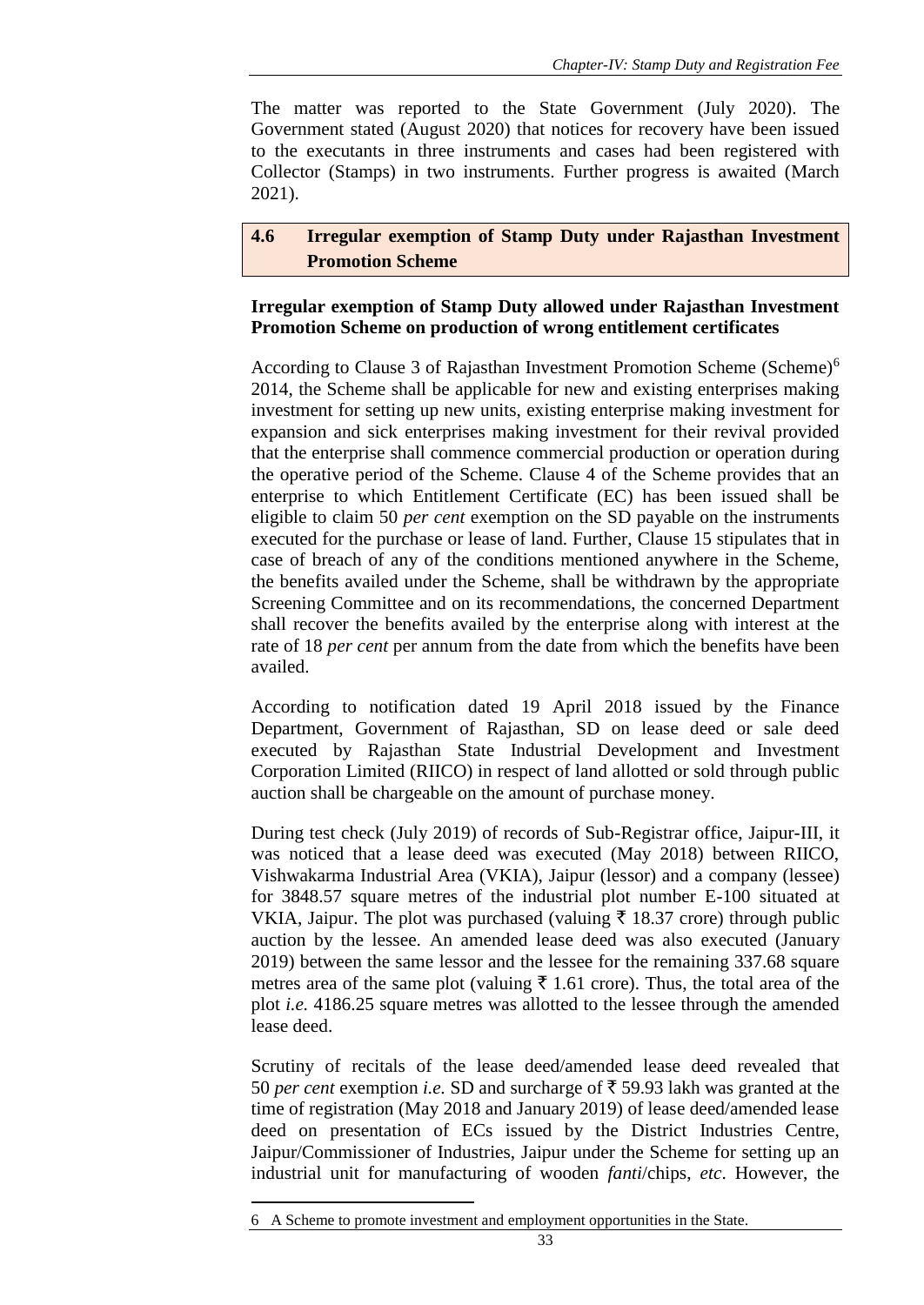The matter was reported to the State Government (July 2020). The Government stated (August 2020) that notices for recovery have been issued to the executants in three instruments and cases had been registered with Collector (Stamps) in two instruments. Further progress is awaited (March 2021).

## 4.6 Irregular exemption of Stamp Duty under Rajasthan Investment Promotion Scheme

**Irregular exemption of Stamp Duty allowed under Rajasthan Investment Promotion Scheme on production of wrong entitlement certificates**

According to Clause 3 of Rajasthan Investment Promotion Scheme (Scheme)[6] 2014, the Scheme shall be applicable for new and existing enterprises making investment for setting up new units, existing enterprise making investment for expansion and sick enterprises making investment for their revival provided that the enterprise shall commence commercial production or operation during the operative period of the Scheme. Clause 4 of the Scheme provides that an enterprise to which Entitlement Certificate (EC) has been issued shall be eligible to claim 50 *per cent* exemption on the SD payable on the instruments executed for the purchase or lease of land. Further, Clause 15 stipulates that in case of breach of any of the conditions mentioned anywhere in the Scheme, the benefits availed under the Scheme, shall be withdrawn by the appropriate Screening Committee and on its recommendations, the concerned Department shall recover the benefits availed by the enterprise along with interest at the rate of 18 *per cent* per annum from the date from which the benefits have been availed.

According to notification dated 19 April 2018 issued by the Finance Department, Government of Rajasthan, SD on lease deed or sale deed executed by Rajasthan State Industrial Development and Investment Corporation Limited (RIICO) in respect of land allotted or sold through public auction shall be chargeable on the amount of purchase money.

During test check (July 2019) of records of Sub-Registrar office, Jaipur-III, it was noticed that a lease deed was executed (May 2018) between RIICO, Vishwakarma Industrial Area (VKIA), Jaipur (lessor) and a company (lessee) for 3848.57 square metres of the industrial plot number E-100 situated at VKIA, Jaipur. The plot was purchased (valuing ₹ 18.37 crore) through public auction by the lessee. An amended lease deed was also executed (January 2019) between the same lessor and the lessee for the remaining 337.68 square metres area of the same plot (valuing ₹ 1.61 crore). Thus, the total area of the plot *i.e.* 4186.25 square metres was allotted to the lessee through the amended lease deed.

Scrutiny of recitals of the lease deed/amended lease deed revealed that 50 *per cent* exemption *i.e.* SD and surcharge of ₹ 59.93 lakh was granted at the time of registration (May 2018 and January 2019) of lease deed/amended lease deed on presentation of ECs issued by the District Industries Centre, Jaipur/Commissioner of Industries, Jaipur under the Scheme for setting up an industrial unit for manufacturing of wooden *fanti*/chips, *etc*. However, the

---

6 A Scheme to promote investment and employment opportunities in the State.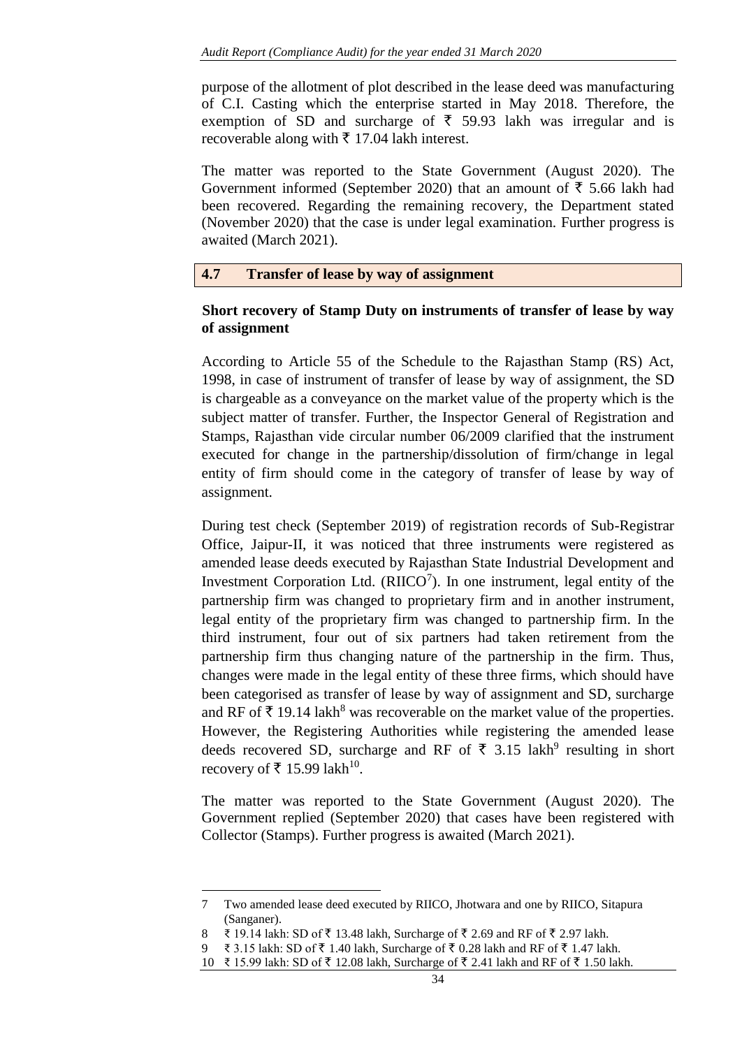purpose of the allotment of plot described in the lease deed was manufacturing of C.I. Casting which the enterprise started in May 2018. Therefore, the exemption of SD and surcharge of ₹ 59.93 lakh was irregular and is recoverable along with ₹ 17.04 lakh interest.

The matter was reported to the State Government (August 2020). The Government informed (September 2020) that an amount of ₹ 5.66 lakh had been recovered. Regarding the remaining recovery, the Department stated (November 2020) that the case is under legal examination. Further progress is awaited (March 2021).

## 4.7 Transfer of lease by way of assignment

**Short recovery of Stamp Duty on instruments of transfer of lease by way of assignment**

According to Article 55 of the Schedule to the Rajasthan Stamp (RS) Act, 1998, in case of instrument of transfer of lease by way of assignment, the SD is chargeable as a conveyance on the market value of the property which is the subject matter of transfer. Further, the Inspector General of Registration and Stamps, Rajasthan vide circular number 06/2009 clarified that the instrument executed for change in the partnership/dissolution of firm/change in legal entity of firm should come in the category of transfer of lease by way of assignment.

During test check (September 2019) of registration records of Sub-Registrar Office, Jaipur-II, it was noticed that three instruments were registered as amended lease deeds executed by Rajasthan State Industrial Development and Investment Corporation Ltd. (RIICO[7]). In one instrument, legal entity of the partnership firm was changed to proprietary firm and in another instrument, legal entity of the proprietary firm was changed to partnership firm. In the third instrument, four out of six partners had taken retirement from the partnership firm thus changing nature of the partnership in the firm. Thus, changes were made in the legal entity of these three firms, which should have been categorised as transfer of lease by way of assignment and SD, surcharge and RF of ₹ 19.14 lakh[8] was recoverable on the market value of the properties. However, the Registering Authorities while registering the amended lease deeds recovered SD, surcharge and RF of ₹ 3.15 lakh[9] resulting in short recovery of ₹ 15.99 lakh[10].

The matter was reported to the State Government (August 2020). The Government replied (September 2020) that cases have been registered with Collector (Stamps). Further progress is awaited (March 2021).

---

7 Two amended lease deed executed by RIICO, Jhotwara and one by RIICO, Sitapura (Sanganer).

8 ₹ 19.14 lakh: SD of ₹ 13.48 lakh, Surcharge of ₹ 2.69 and RF of ₹ 2.97 lakh.

9 ₹ 3.15 lakh: SD of ₹ 1.40 lakh, Surcharge of ₹ 0.28 lakh and RF of ₹ 1.47 lakh.

10 ₹ 15.99 lakh: SD of ₹ 12.08 lakh, Surcharge of ₹ 2.41 lakh and RF of ₹ 1.50 lakh.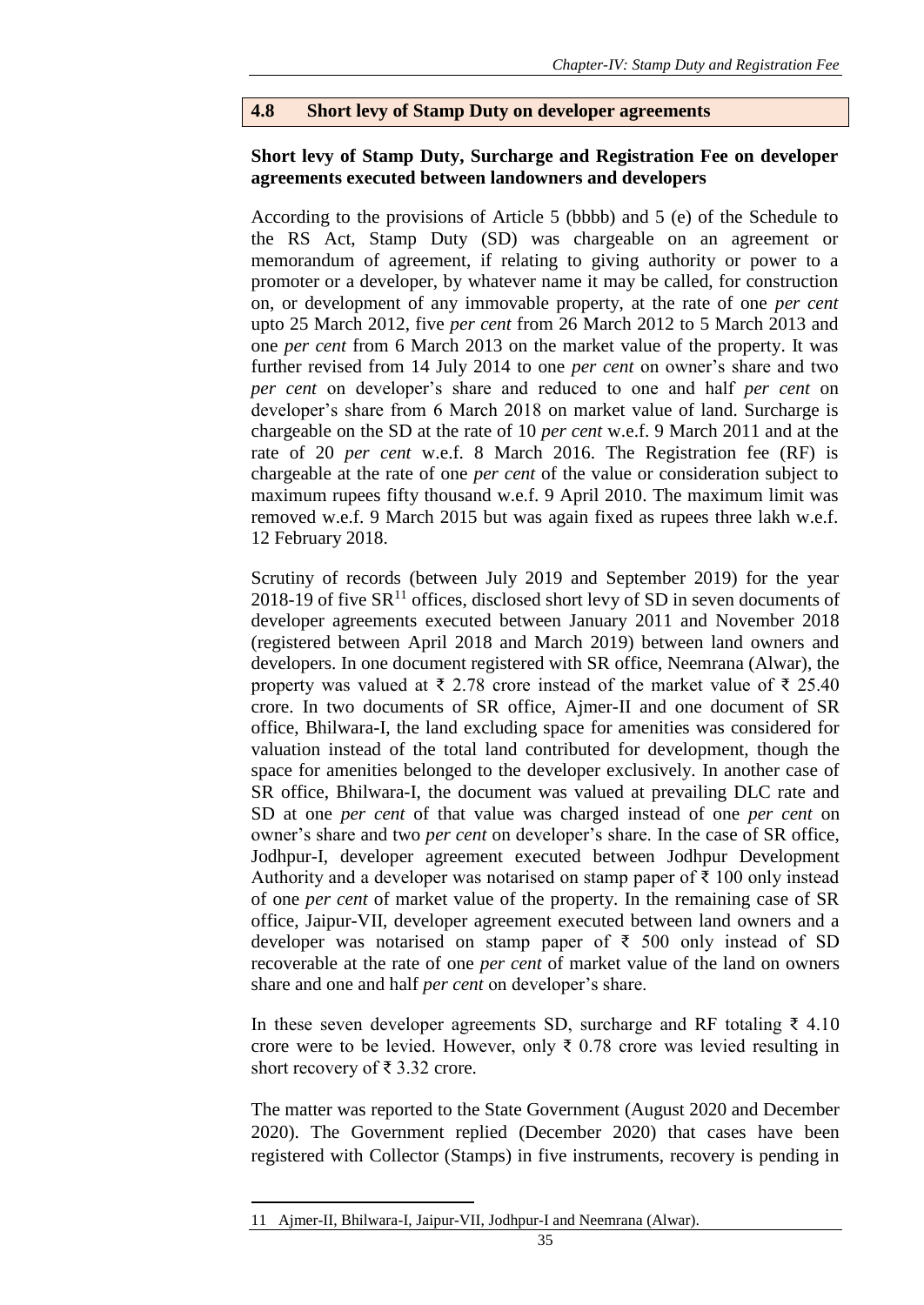## 4.8 Short levy of Stamp Duty on developer agreements

**Short levy of Stamp Duty, Surcharge and Registration Fee on developer agreements executed between landowners and developers**

According to the provisions of Article 5 (bbbb) and 5 (e) of the Schedule to the RS Act, Stamp Duty (SD) was chargeable on an agreement or memorandum of agreement, if relating to giving authority or power to a promoter or a developer, by whatever name it may be called, for construction on, or development of any immovable property, at the rate of one *per cent* upto 25 March 2012, five *per cent* from 26 March 2012 to 5 March 2013 and one *per cent* from 6 March 2013 on the market value of the property. It was further revised from 14 July 2014 to one *per cent* on owner's share and two *per cent* on developer's share and reduced to one and half *per cent* on developer's share from 6 March 2018 on market value of land. Surcharge is chargeable on the SD at the rate of 10 *per cent* w.e.f. 9 March 2011 and at the rate of 20 *per cent* w.e.f. 8 March 2016. The Registration fee (RF) is chargeable at the rate of one *per cent* of the value or consideration subject to maximum rupees fifty thousand w.e.f. 9 April 2010. The maximum limit was removed w.e.f. 9 March 2015 but was again fixed as rupees three lakh w.e.f. 12 February 2018.

Scrutiny of records (between July 2019 and September 2019) for the year 2018-19 of five SR[11] offices, disclosed short levy of SD in seven documents of developer agreements executed between January 2011 and November 2018 (registered between April 2018 and March 2019) between land owners and developers. In one document registered with SR office, Neemrana (Alwar), the property was valued at ₹ 2.78 crore instead of the market value of ₹ 25.40 crore. In two documents of SR office, Ajmer-II and one document of SR office, Bhilwara-I, the land excluding space for amenities was considered for valuation instead of the total land contributed for development, though the space for amenities belonged to the developer exclusively. In another case of SR office, Bhilwara-I, the document was valued at prevailing DLC rate and SD at one *per cent* of that value was charged instead of one *per cent* on owner's share and two *per cent* on developer's share. In the case of SR office, Jodhpur-I, developer agreement executed between Jodhpur Development Authority and a developer was notarised on stamp paper of ₹ 100 only instead of one *per cent* of market value of the property. In the remaining case of SR office, Jaipur-VII, developer agreement executed between land owners and a developer was notarised on stamp paper of ₹ 500 only instead of SD recoverable at the rate of one *per cent* of market value of the land on owners share and one and half *per cent* on developer's share.

In these seven developer agreements SD, surcharge and RF totaling ₹ 4.10 crore were to be levied. However, only ₹ 0.78 crore was levied resulting in short recovery of ₹ 3.32 crore.

The matter was reported to the State Government (August 2020 and December 2020). The Government replied (December 2020) that cases have been registered with Collector (Stamps) in five instruments, recovery is pending in

---

11 Ajmer-II, Bhilwara-I, Jaipur-VII, Jodhpur-I and Neemrana (Alwar).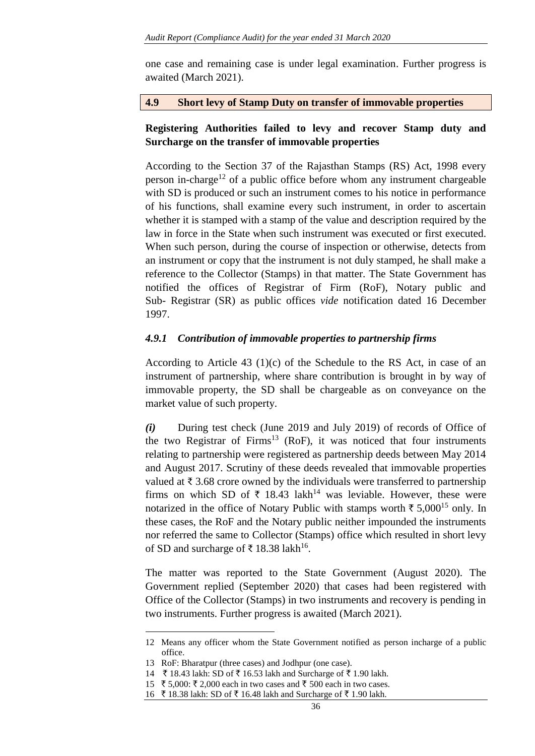one case and remaining case is under legal examination. Further progress is awaited (March 2021).

## 4.9 Short levy of Stamp Duty on transfer of immovable properties

**Registering Authorities failed to levy and recover Stamp duty and Surcharge on the transfer of immovable properties**

According to the Section 37 of the Rajasthan Stamps (RS) Act, 1998 every person in-charge[12] of a public office before whom any instrument chargeable with SD is produced or such an instrument comes to his notice in performance of his functions, shall examine every such instrument, in order to ascertain whether it is stamped with a stamp of the value and description required by the law in force in the State when such instrument was executed or first executed. When such person, during the course of inspection or otherwise, detects from an instrument or copy that the instrument is not duly stamped, he shall make a reference to the Collector (Stamps) in that matter. The State Government has notified the offices of Registrar of Firm (RoF), Notary public and Sub- Registrar (SR) as public offices *vide* notification dated 16 December 1997.

### *4.9.1 Contribution of immovable properties to partnership firms*

According to Article 43 (1)(c) of the Schedule to the RS Act, in case of an instrument of partnership, where share contribution is brought in by way of immovable property, the SD shall be chargeable as on conveyance on the market value of such property.

***(i)*** During test check (June 2019 and July 2019) of records of Office of the two Registrar of Firms[13] (RoF), it was noticed that four instruments relating to partnership were registered as partnership deeds between May 2014 and August 2017. Scrutiny of these deeds revealed that immovable properties valued at ₹ 3.68 crore owned by the individuals were transferred to partnership firms on which SD of ₹ 18.43 lakh[14] was leviable. However, these were notarized in the office of Notary Public with stamps worth ₹ 5,000[15] only. In these cases, the RoF and the Notary public neither impounded the instruments nor referred the same to Collector (Stamps) office which resulted in short levy of SD and surcharge of ₹ 18.38 lakh[16].

The matter was reported to the State Government (August 2020). The Government replied (September 2020) that cases had been registered with Office of the Collector (Stamps) in two instruments and recovery is pending in two instruments. Further progress is awaited (March 2021).

---

12 Means any officer whom the State Government notified as person incharge of a public office.

13 RoF: Bharatpur (three cases) and Jodhpur (one case).

14 ₹ 18.43 lakh: SD of ₹ 16.53 lakh and Surcharge of ₹ 1.90 lakh.

15 ₹ 5,000: ₹ 2,000 each in two cases and ₹ 500 each in two cases.

16 ₹ 18.38 lakh: SD of ₹ 16.48 lakh and Surcharge of ₹ 1.90 lakh.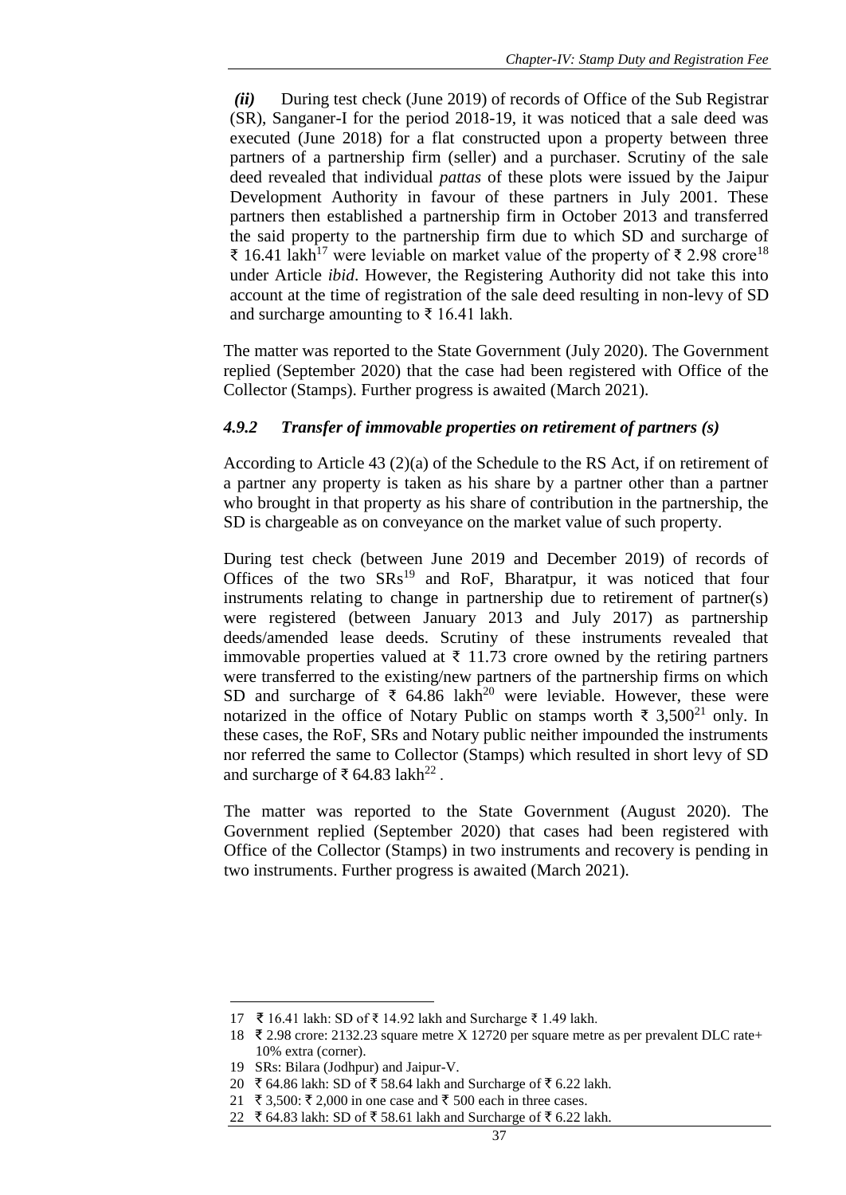*(ii)* During test check (June 2019) of records of Office of the Sub Registrar (SR), Sanganer-I for the period 2018-19, it was noticed that a sale deed was executed (June 2018) for a flat constructed upon a property between three partners of a partnership firm (seller) and a purchaser. Scrutiny of the sale deed revealed that individual *pattas* of these plots were issued by the Jaipur Development Authority in favour of these partners in July 2001. These partners then established a partnership firm in October 2013 and transferred the said property to the partnership firm due to which SD and surcharge of ₹ 16.41 lakh[17] were leviable on market value of the property of ₹ 2.98 crore[18] under Article *ibid*. However, the Registering Authority did not take this into account at the time of registration of the sale deed resulting in non-levy of SD and surcharge amounting to ₹ 16.41 lakh.

The matter was reported to the State Government (July 2020). The Government replied (September 2020) that the case had been registered with Office of the Collector (Stamps). Further progress is awaited (March 2021).

### *4.9.2 Transfer of immovable properties on retirement of partners (s)*

According to Article 43 (2)(a) of the Schedule to the RS Act, if on retirement of a partner any property is taken as his share by a partner other than a partner who brought in that property as his share of contribution in the partnership, the SD is chargeable as on conveyance on the market value of such property.

During test check (between June 2019 and December 2019) of records of Offices of the two SRs[19] and RoF, Bharatpur, it was noticed that four instruments relating to change in partnership due to retirement of partner(s) were registered (between January 2013 and July 2017) as partnership deeds/amended lease deeds. Scrutiny of these instruments revealed that immovable properties valued at ₹ 11.73 crore owned by the retiring partners were transferred to the existing/new partners of the partnership firms on which SD and surcharge of ₹ 64.86 lakh[20] were leviable. However, these were notarized in the office of Notary Public on stamps worth ₹ 3,500[21] only. In these cases, the RoF, SRs and Notary public neither impounded the instruments nor referred the same to Collector (Stamps) which resulted in short levy of SD and surcharge of ₹ 64.83 lakh[22].

The matter was reported to the State Government (August 2020). The Government replied (September 2020) that cases had been registered with Office of the Collector (Stamps) in two instruments and recovery is pending in two instruments. Further progress is awaited (March 2021).

---

17 ₹ 16.41 lakh: SD of ₹ 14.92 lakh and Surcharge ₹ 1.49 lakh.

18 ₹ 2.98 crore: 2132.23 square metre X 12720 per square metre as per prevalent DLC rate+ 10% extra (corner).

19 SRs: Bilara (Jodhpur) and Jaipur-V.

20 ₹ 64.86 lakh: SD of ₹ 58.64 lakh and Surcharge of ₹ 6.22 lakh.

21 ₹ 3,500: ₹ 2,000 in one case and ₹ 500 each in three cases.

22 ₹ 64.83 lakh: SD of ₹ 58.61 lakh and Surcharge of ₹ 6.22 lakh.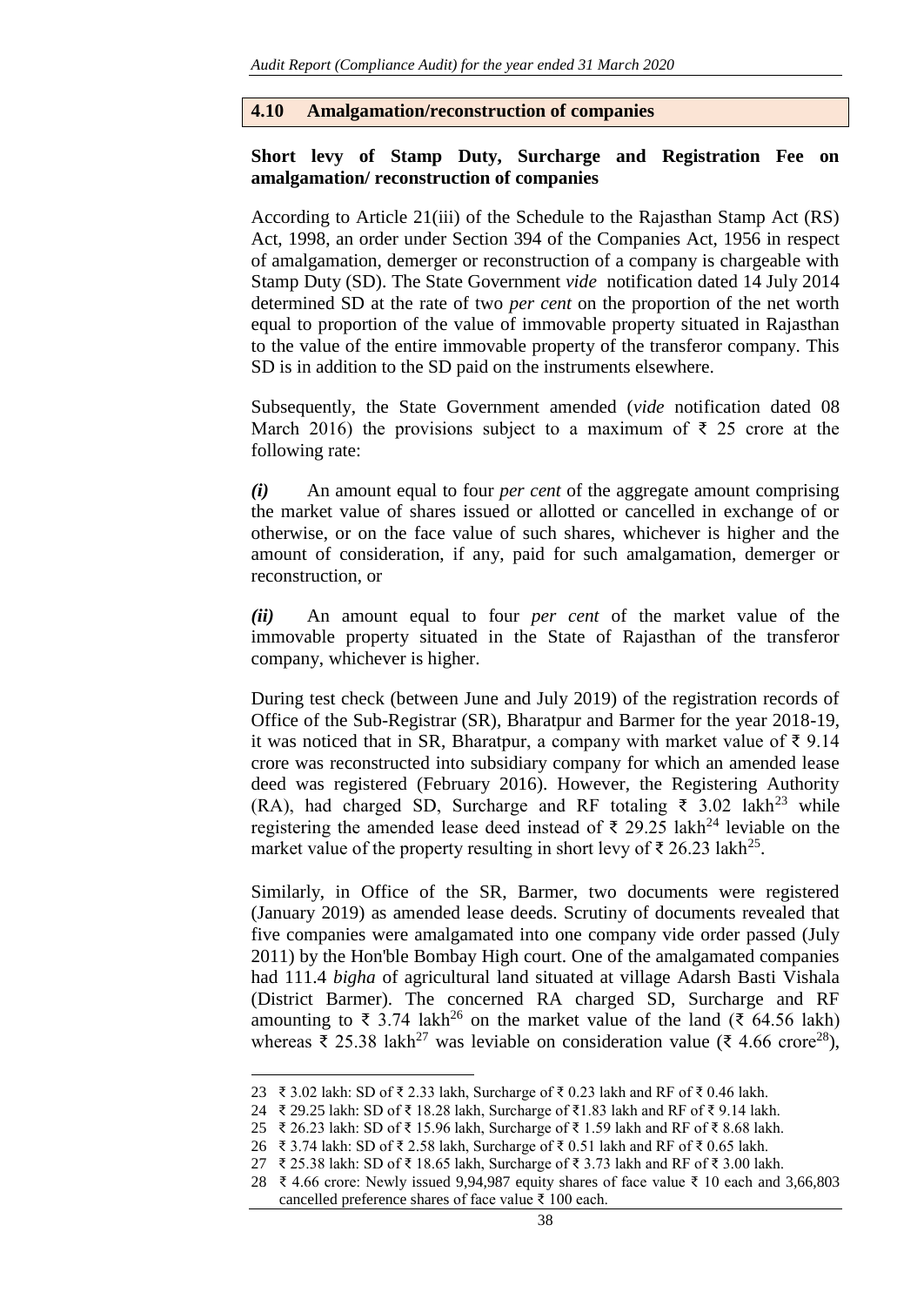## 4.10 Amalgamation/reconstruction of companies

**Short levy of Stamp Duty, Surcharge and Registration Fee on amalgamation/ reconstruction of companies**

According to Article 21(iii) of the Schedule to the Rajasthan Stamp Act (RS) Act, 1998, an order under Section 394 of the Companies Act, 1956 in respect of amalgamation, demerger or reconstruction of a company is chargeable with Stamp Duty (SD). The State Government *vide* notification dated 14 July 2014 determined SD at the rate of two *per cent* on the proportion of the net worth equal to proportion of the value of immovable property situated in Rajasthan to the value of the entire immovable property of the transferor company. This SD is in addition to the SD paid on the instruments elsewhere.

Subsequently, the State Government amended (*vide* notification dated 08 March 2016) the provisions subject to a maximum of ₹ 25 crore at the following rate:

***(i)*** An amount equal to four *per cent* of the aggregate amount comprising the market value of shares issued or allotted or cancelled in exchange of or otherwise, or on the face value of such shares, whichever is higher and the amount of consideration, if any, paid for such amalgamation, demerger or reconstruction, or

***(ii)*** An amount equal to four *per cent* of the market value of the immovable property situated in the State of Rajasthan of the transferor company, whichever is higher.

During test check (between June and July 2019) of the registration records of Office of the Sub-Registrar (SR), Bharatpur and Barmer for the year 2018-19, it was noticed that in SR, Bharatpur, a company with market value of ₹ 9.14 crore was reconstructed into subsidiary company for which an amended lease deed was registered (February 2016). However, the Registering Authority (RA), had charged SD, Surcharge and RF totaling ₹ 3.02 lakh[23] while registering the amended lease deed instead of ₹ 29.25 lakh[24] leviable on the market value of the property resulting in short levy of ₹ 26.23 lakh[25].

Similarly, in Office of the SR, Barmer, two documents were registered (January 2019) as amended lease deeds. Scrutiny of documents revealed that five companies were amalgamated into one company vide order passed (July 2011) by the Hon'ble Bombay High court. One of the amalgamated companies had 111.4 *bigha* of agricultural land situated at village Adarsh Basti Vishala (District Barmer). The concerned RA charged SD, Surcharge and RF amounting to ₹ 3.74 lakh[26] on the market value of the land (₹ 64.56 lakh) whereas ₹ 25.38 lakh[27] was leviable on consideration value (₹ 4.66 crore[28]),

---

23 ₹ 3.02 lakh: SD of ₹ 2.33 lakh, Surcharge of ₹ 0.23 lakh and RF of ₹ 0.46 lakh.

24 ₹ 29.25 lakh: SD of ₹ 18.28 lakh, Surcharge of ₹1.83 lakh and RF of ₹ 9.14 lakh.

25 ₹ 26.23 lakh: SD of ₹ 15.96 lakh, Surcharge of ₹ 1.59 lakh and RF of ₹ 8.68 lakh.

26 ₹ 3.74 lakh: SD of ₹ 2.58 lakh, Surcharge of ₹ 0.51 lakh and RF of ₹ 0.65 lakh.

27 ₹ 25.38 lakh: SD of ₹ 18.65 lakh, Surcharge of ₹ 3.73 lakh and RF of ₹ 3.00 lakh.

28 ₹ 4.66 crore: Newly issued 9,94,987 equity shares of face value ₹ 10 each and 3,66,803 cancelled preference shares of face value ₹ 100 each.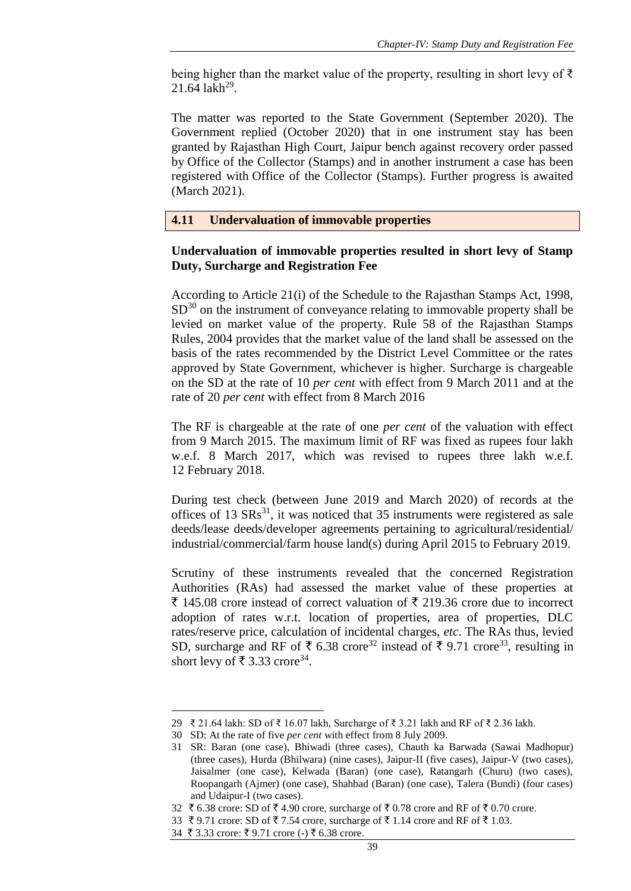being higher than the market value of the property, resulting in short levy of ₹ 21.64 lakh[29].

The matter was reported to the State Government (September 2020). The Government replied (October 2020) that in one instrument stay has been granted by Rajasthan High Court, Jaipur bench against recovery order passed by Office of the Collector (Stamps) and in another instrument a case has been registered with Office of the Collector (Stamps). Further progress is awaited (March 2021).

## 4.11 Undervaluation of immovable properties

**Undervaluation of immovable properties resulted in short levy of Stamp Duty, Surcharge and Registration Fee**

According to Article 21(i) of the Schedule to the Rajasthan Stamps Act, 1998, SD[30] on the instrument of conveyance relating to immovable property shall be levied on market value of the property. Rule 58 of the Rajasthan Stamps Rules, 2004 provides that the market value of the land shall be assessed on the basis of the rates recommended by the District Level Committee or the rates approved by State Government, whichever is higher. Surcharge is chargeable on the SD at the rate of 10 *per cent* with effect from 9 March 2011 and at the rate of 20 *per cent* with effect from 8 March 2016

The RF is chargeable at the rate of one *per cent* of the valuation with effect from 9 March 2015. The maximum limit of RF was fixed as rupees four lakh w.e.f. 8 March 2017, which was revised to rupees three lakh w.e.f. 12 February 2018.

During test check (between June 2019 and March 2020) of records at the offices of 13 SRs[31], it was noticed that 35 instruments were registered as sale deeds/lease deeds/developer agreements pertaining to agricultural/residential/industrial/commercial/farm house land(s) during April 2015 to February 2019.

Scrutiny of these instruments revealed that the concerned Registration Authorities (RAs) had assessed the market value of these properties at ₹ 145.08 crore instead of correct valuation of ₹ 219.36 crore due to incorrect adoption of rates w.r.t. location of properties, area of properties, DLC rates/reserve price, calculation of incidental charges, *etc*. The RAs thus, levied SD, surcharge and RF of ₹ 6.38 crore[32] instead of ₹ 9.71 crore[33], resulting in short levy of ₹ 3.33 crore[34].

---

29 ₹ 21.64 lakh: SD of ₹ 16.07 lakh, Surcharge of ₹ 3.21 lakh and RF of ₹ 2.36 lakh.

30 SD: At the rate of five *per cent* with effect from 8 July 2009.

31 SR: Baran (one case), Bhiwadi (three cases), Chauth ka Barwada (Sawai Madhopur) (three cases), Hurda (Bhilwara) (nine cases), Jaipur-II (five cases), Jaipur-V (two cases), Jaisalmer (one case), Kelwada (Baran) (one case), Ratangarh (Churu) (two cases), Roopangarh (Ajmer) (one case), Shahbad (Baran) (one case), Talera (Bundi) (four cases) and Udaipur-I (two cases).

32 ₹ 6.38 crore: SD of ₹ 4.90 crore, surcharge of ₹ 0.78 crore and RF of ₹ 0.70 crore.

33 ₹ 9.71 crore: SD of ₹ 7.54 crore, surcharge of ₹ 1.14 crore and RF of ₹ 1.03.

34 ₹ 3.33 crore: ₹ 9.71 crore (-) ₹ 6.38 crore.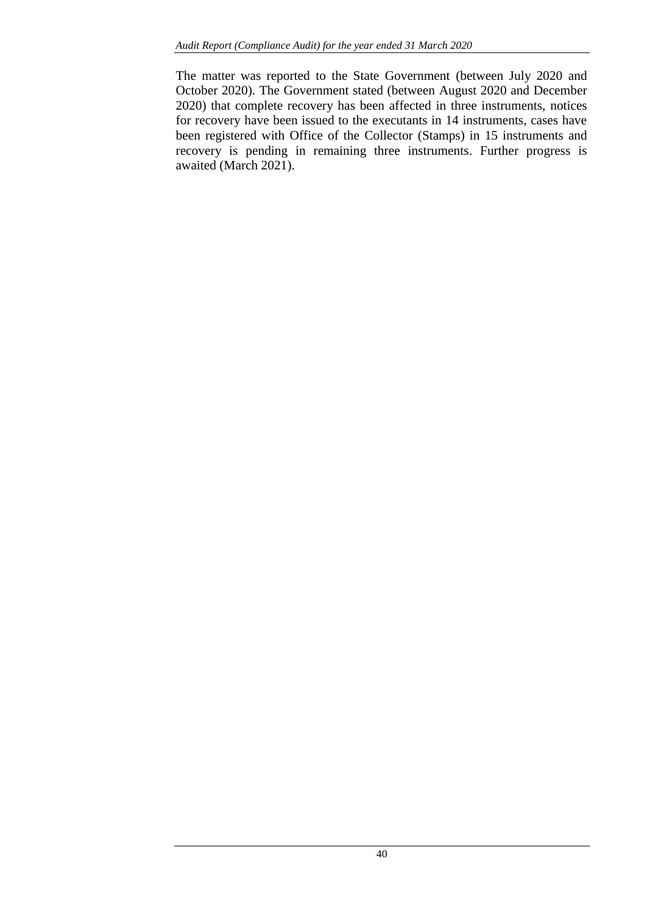The matter was reported to the State Government (between July 2020 and October 2020). The Government stated (between August 2020 and December 2020) that complete recovery has been affected in three instruments, notices for recovery have been issued to the executants in 14 instruments, cases have been registered with Office of the Collector (Stamps) in 15 instruments and recovery is pending in remaining three instruments. Further progress is awaited (March 2021).